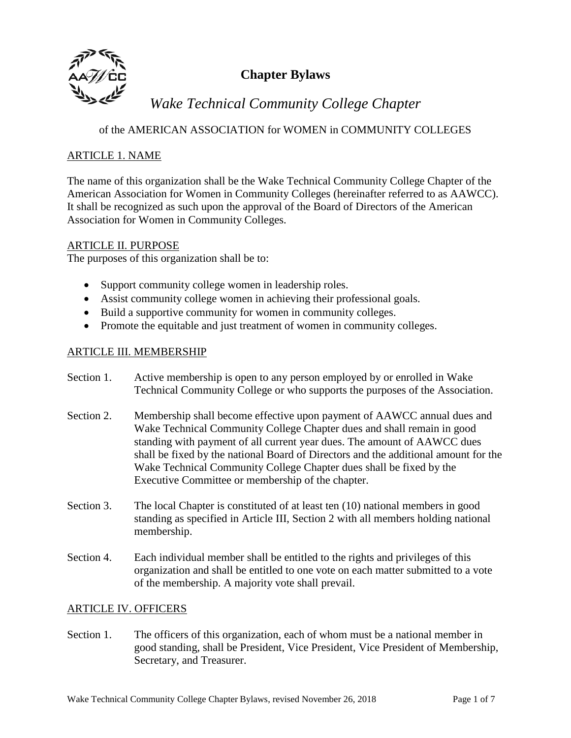# Chapter Bylaws

## *Wake Technical Community College Chapter*

of the AMERICAN ASSOCIATION for WOMEN in COMMUNITY COLLEGES

### ARTICLE 1. NAME

The name of this organization shall be the Wake Technical Community College Chapter of the American Association for Women in Community Colleges (hereinafter referred to as AAWCC). It shall be recognized as such upon the approval of the Board of Directors of the American Association for Women in Community Colleges.

### ARTICLE II. PURPOSE

The purposes of this organization shall be to:

- Support community college women in leadership roles.
- Assist community college women in achieving their professional goals.
- Build a supportive community for women in community colleges.
- Promote the equitable and just treatment of women in community colleges.

### ARTICLE III. MEMBERSHIP

Section 1. Active membership is open to any person employed by or enrolled in Wake Technical Community College or who supports the purposes of the Association.

Section 2. Membership shall become effective upon payment of AAWCC annual dues and Wake Technical Community College Chapter dues and shall remain in good standing with payment of all current year dues. The amount of AAWCC dues shall be fixed by the national Board of Directors and the additional amount for the Wake Technical Community College Chapter dues shall be fixed by the Executive Committee or membership of the chapter.

Section 3. The local Chapter is constituted of at least ten (10) national members in good standing as specified in Article III, Section 2 with all members holding national membership.

Section 4. Each individual member shall be entitled to the rights and privileges of this organization and shall be entitled to one vote on each matter submitted to a vote of the membership. A majority vote shall prevail.

### ARTICLE IV. OFFICERS

Section 1. The officers of this organization, each of whom must be a national member in good standing, shall be President, Vice President, Vice President of Membership, Secretary, and Treasurer.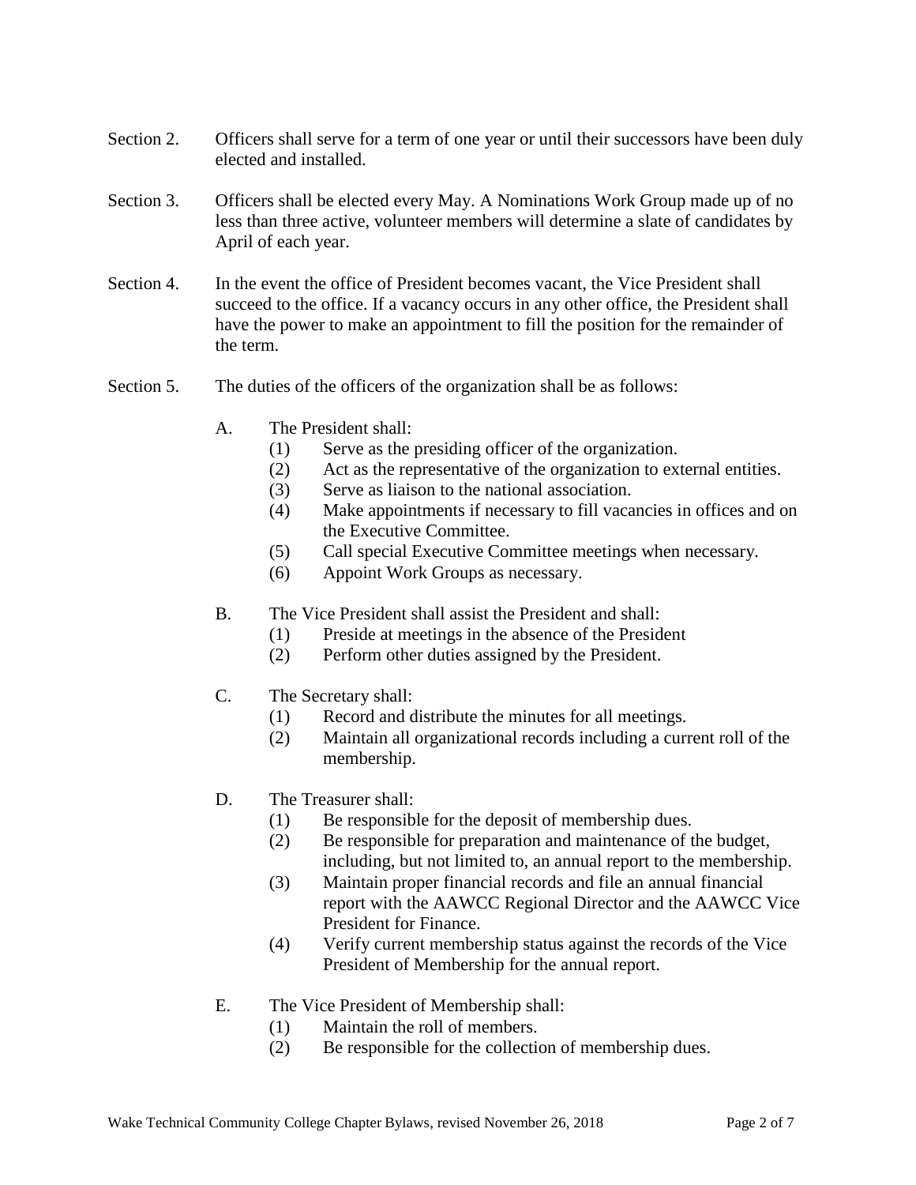Section 2. Officers shall serve for a term of one year or until their successors have been duly elected and installed.

Section 3. Officers shall be elected every May. A Nominations Work Group made up of no less than three active, volunteer members will determine a slate of candidates by April of each year.

Section 4. In the event the office of President becomes vacant, the Vice President shall succeed to the office. If a vacancy occurs in any other office, the President shall have the power to make an appointment to fill the position for the remainder of the term.

Section 5. The duties of the officers of the organization shall be as follows:

A. The President shall:
   (1) Serve as the presiding officer of the organization.
   (2) Act as the representative of the organization to external entities.
   (3) Serve as liaison to the national association.
   (4) Make appointments if necessary to fill vacancies in offices and on the Executive Committee.
   (5) Call special Executive Committee meetings when necessary.
   (6) Appoint Work Groups as necessary.

B. The Vice President shall assist the President and shall:
   (1) Preside at meetings in the absence of the President
   (2) Perform other duties assigned by the President.

C. The Secretary shall:
   (1) Record and distribute the minutes for all meetings.
   (2) Maintain all organizational records including a current roll of the membership.

D. The Treasurer shall:
   (1) Be responsible for the deposit of membership dues.
   (2) Be responsible for preparation and maintenance of the budget, including, but not limited to, an annual report to the membership.
   (3) Maintain proper financial records and file an annual financial report with the AAWCC Regional Director and the AAWCC Vice President for Finance.
   (4) Verify current membership status against the records of the Vice President of Membership for the annual report.

E. The Vice President of Membership shall:
   (1) Maintain the roll of members.
   (2) Be responsible for the collection of membership dues.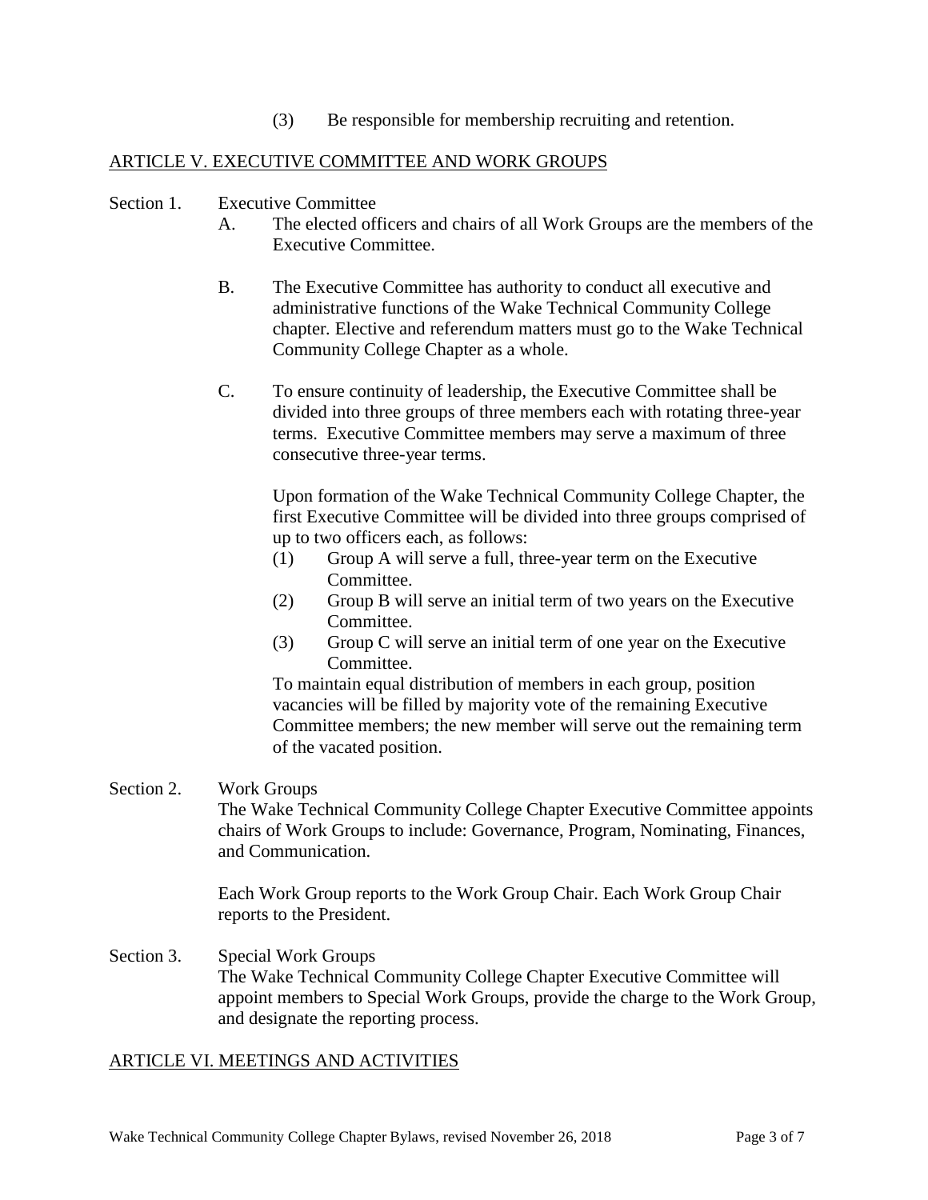(3) Be responsible for membership recruiting and retention.

## ARTICLE V. EXECUTIVE COMMITTEE AND WORK GROUPS

Section 1. Executive Committee

A. The elected officers and chairs of all Work Groups are the members of the Executive Committee.

B. The Executive Committee has authority to conduct all executive and administrative functions of the Wake Technical Community College chapter. Elective and referendum matters must go to the Wake Technical Community College Chapter as a whole.

C. To ensure continuity of leadership, the Executive Committee shall be divided into three groups of three members each with rotating three-year terms. Executive Committee members may serve a maximum of three consecutive three-year terms.

Upon formation of the Wake Technical Community College Chapter, the first Executive Committee will be divided into three groups comprised of up to two officers each, as follows:

(1) Group A will serve a full, three-year term on the Executive Committee.

(2) Group B will serve an initial term of two years on the Executive Committee.

(3) Group C will serve an initial term of one year on the Executive Committee.

To maintain equal distribution of members in each group, position vacancies will be filled by majority vote of the remaining Executive Committee members; the new member will serve out the remaining term of the vacated position.

Section 2. Work Groups

The Wake Technical Community College Chapter Executive Committee appoints chairs of Work Groups to include: Governance, Program, Nominating, Finances, and Communication.

Each Work Group reports to the Work Group Chair. Each Work Group Chair reports to the President.

Section 3. Special Work Groups

The Wake Technical Community College Chapter Executive Committee will appoint members to Special Work Groups, provide the charge to the Work Group, and designate the reporting process.

## ARTICLE VI. MEETINGS AND ACTIVITIES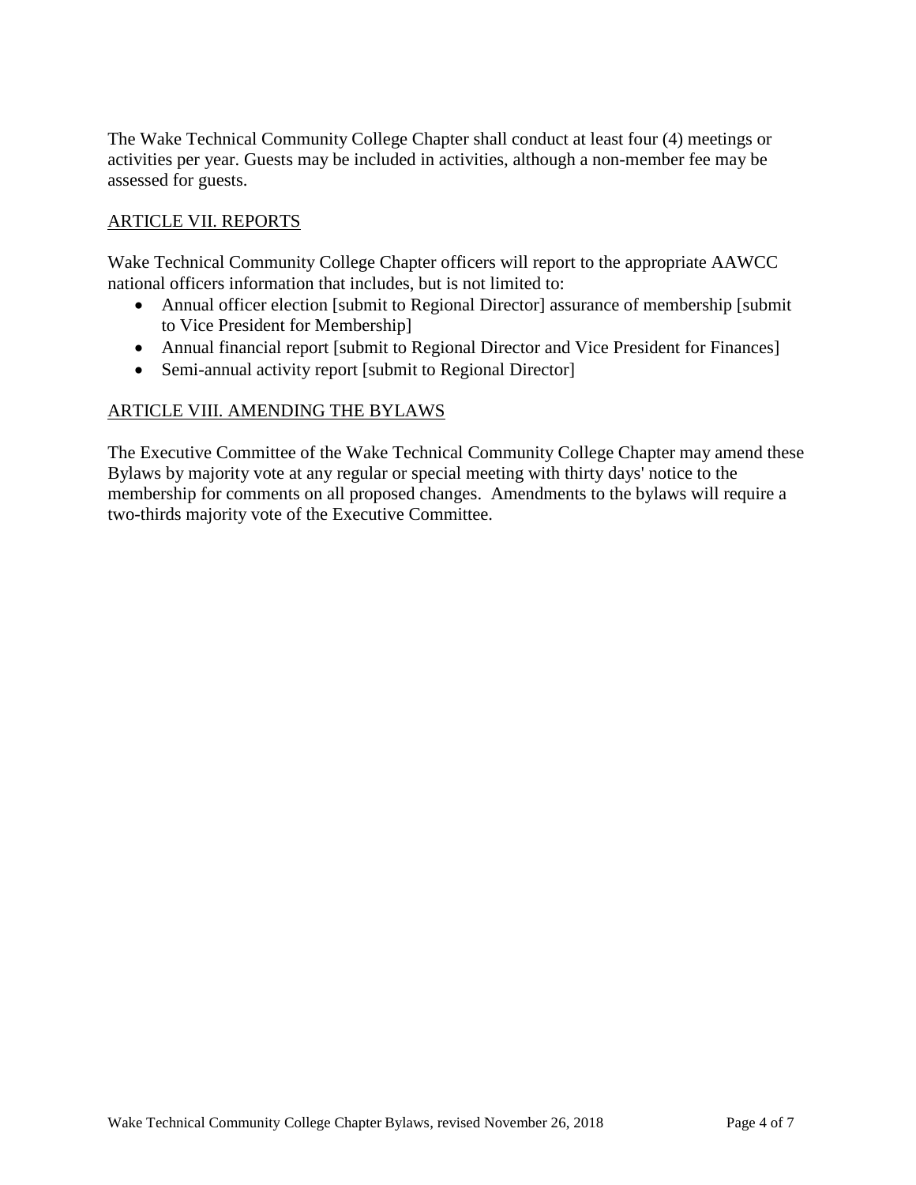The Wake Technical Community College Chapter shall conduct at least four (4) meetings or activities per year. Guests may be included in activities, although a non-member fee may be assessed for guests.

## ARTICLE VII. REPORTS

Wake Technical Community College Chapter officers will report to the appropriate AAWCC national officers information that includes, but is not limited to:

- Annual officer election [submit to Regional Director] assurance of membership [submit to Vice President for Membership]
- Annual financial report [submit to Regional Director and Vice President for Finances]
- Semi-annual activity report [submit to Regional Director]

## ARTICLE VIII. AMENDING THE BYLAWS

The Executive Committee of the Wake Technical Community College Chapter may amend these Bylaws by majority vote at any regular or special meeting with thirty days' notice to the membership for comments on all proposed changes. Amendments to the bylaws will require a two-thirds majority vote of the Executive Committee.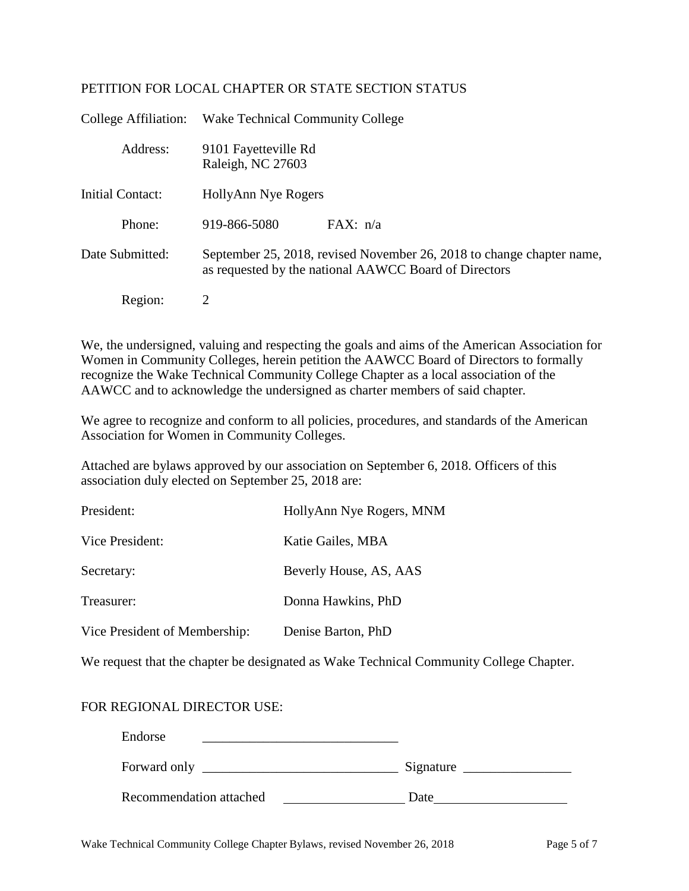## PETITION FOR LOCAL CHAPTER OR STATE SECTION STATUS

College Affiliation: Wake Technical Community College

Address: 9101 Fayetteville Rd
Raleigh, NC 27603

Initial Contact: HollyAnn Nye Rogers

Phone: 919-866-5080 FAX: n/a

Date Submitted: September 25, 2018, revised November 26, 2018 to change chapter name, as requested by the national AAWCC Board of Directors

Region: 2

We, the undersigned, valuing and respecting the goals and aims of the American Association for Women in Community Colleges, herein petition the AAWCC Board of Directors to formally recognize the Wake Technical Community College Chapter as a local association of the AAWCC and to acknowledge the undersigned as charter members of said chapter.

We agree to recognize and conform to all policies, procedures, and standards of the American Association for Women in Community Colleges.

Attached are bylaws approved by our association on September 6, 2018. Officers of this association duly elected on September 25, 2018 are:

President: HollyAnn Nye Rogers, MNM

Vice President: Katie Gailes, MBA

Secretary: Beverly House, AS, AAS

Treasurer: Donna Hawkins, PhD

Vice President of Membership: Denise Barton, PhD

We request that the chapter be designated as Wake Technical Community College Chapter.

FOR REGIONAL DIRECTOR USE:

Endorse ____________________________

Forward only ____________________________ Signature ________________

Recommendation attached __________________ Date____________________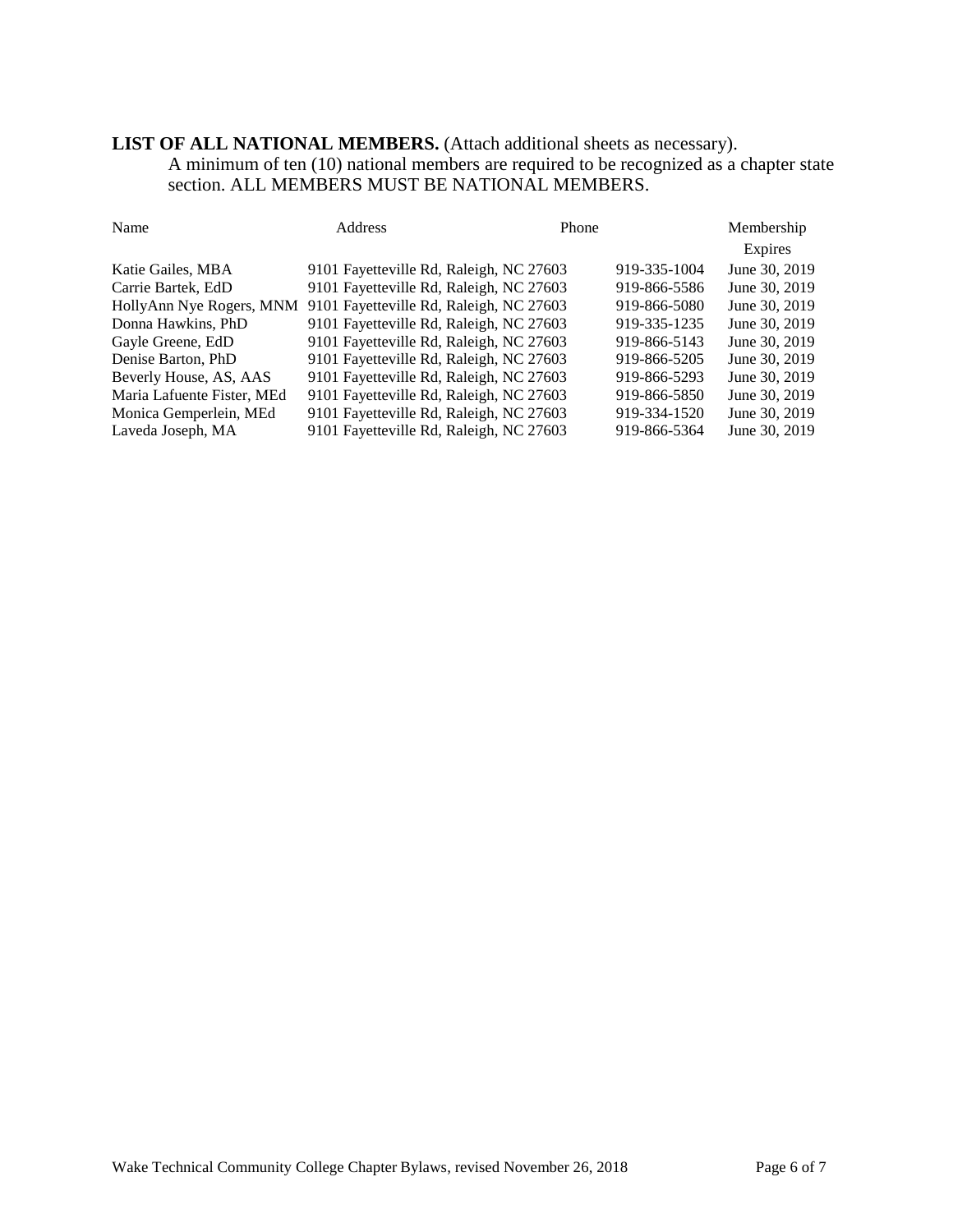**LIST OF ALL NATIONAL MEMBERS.** (Attach additional sheets as necessary).

A minimum of ten (10) national members are required to be recognized as a chapter state section. ALL MEMBERS MUST BE NATIONAL MEMBERS.

| Name | Address | Phone | Membership Expires |
|---|---|---|---|
| Katie Gailes, MBA | 9101 Fayetteville Rd, Raleigh, NC 27603 | 919-335-1004 | June 30, 2019 |
| Carrie Bartek, EdD | 9101 Fayetteville Rd, Raleigh, NC 27603 | 919-866-5586 | June 30, 2019 |
| HollyAnn Nye Rogers, MNM | 9101 Fayetteville Rd, Raleigh, NC 27603 | 919-866-5080 | June 30, 2019 |
| Donna Hawkins, PhD | 9101 Fayetteville Rd, Raleigh, NC 27603 | 919-335-1235 | June 30, 2019 |
| Gayle Greene, EdD | 9101 Fayetteville Rd, Raleigh, NC 27603 | 919-866-5143 | June 30, 2019 |
| Denise Barton, PhD | 9101 Fayetteville Rd, Raleigh, NC 27603 | 919-866-5205 | June 30, 2019 |
| Beverly House, AS, AAS | 9101 Fayetteville Rd, Raleigh, NC 27603 | 919-866-5293 | June 30, 2019 |
| Maria Lafuente Fister, MEd | 9101 Fayetteville Rd, Raleigh, NC 27603 | 919-866-5850 | June 30, 2019 |
| Monica Gemperlein, MEd | 9101 Fayetteville Rd, Raleigh, NC 27603 | 919-334-1520 | June 30, 2019 |
| Laveda Joseph, MA | 9101 Fayetteville Rd, Raleigh, NC 27603 | 919-866-5364 | June 30, 2019 |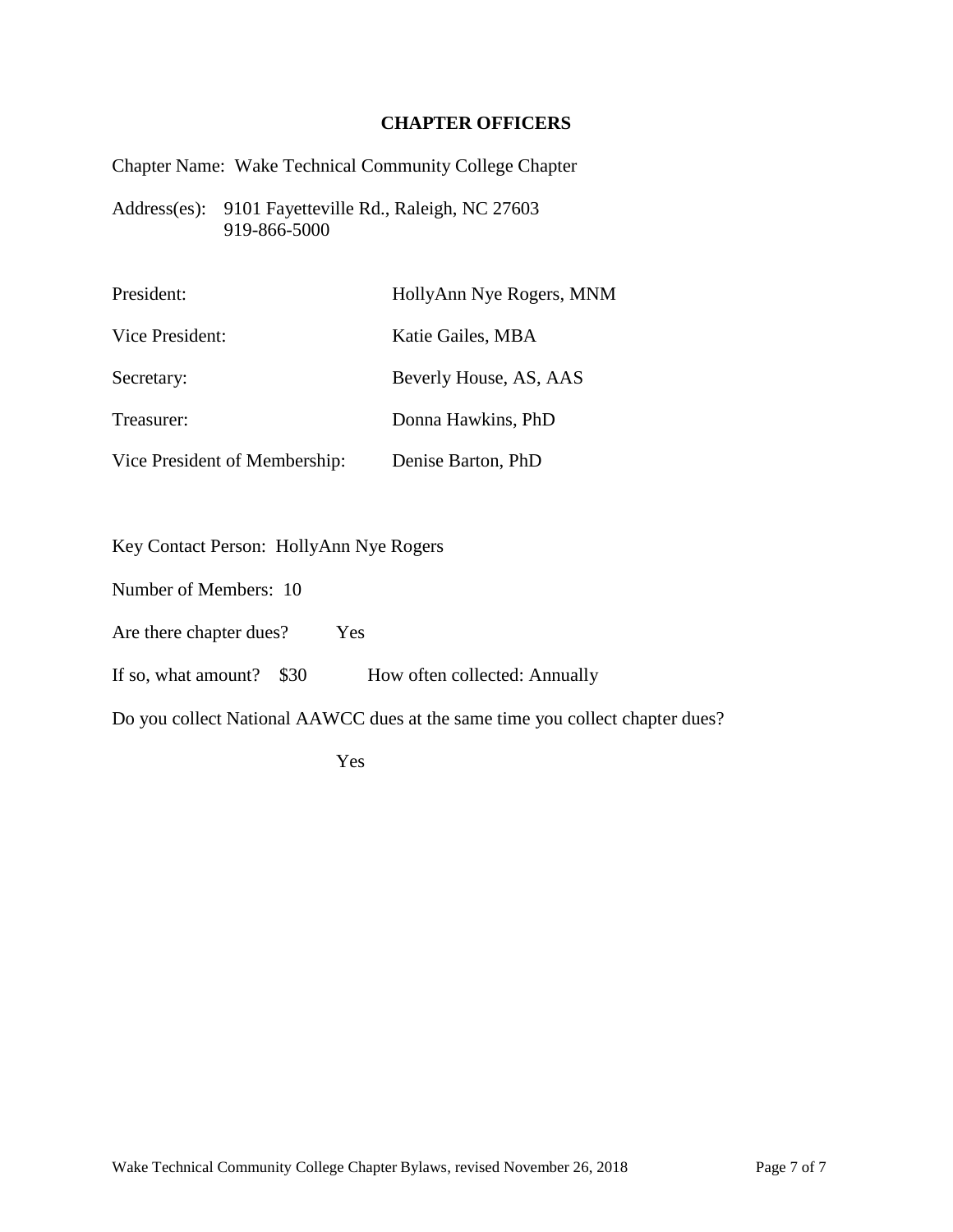## CHAPTER OFFICERS

Chapter Name: Wake Technical Community College Chapter

Address(es): 9101 Fayetteville Rd., Raleigh, NC 27603
919-866-5000

| | |
|---|---|
| President: | HollyAnn Nye Rogers, MNM |
| Vice President: | Katie Gailes, MBA |
| Secretary: | Beverly House, AS, AAS |
| Treasurer: | Donna Hawkins, PhD |
| Vice President of Membership: | Denise Barton, PhD |

Key Contact Person: HollyAnn Nye Rogers

Number of Members: 10

Are there chapter dues? Yes

If so, what amount? $30 How often collected: Annually

Do you collect National AAWCC dues at the same time you collect chapter dues?

Yes